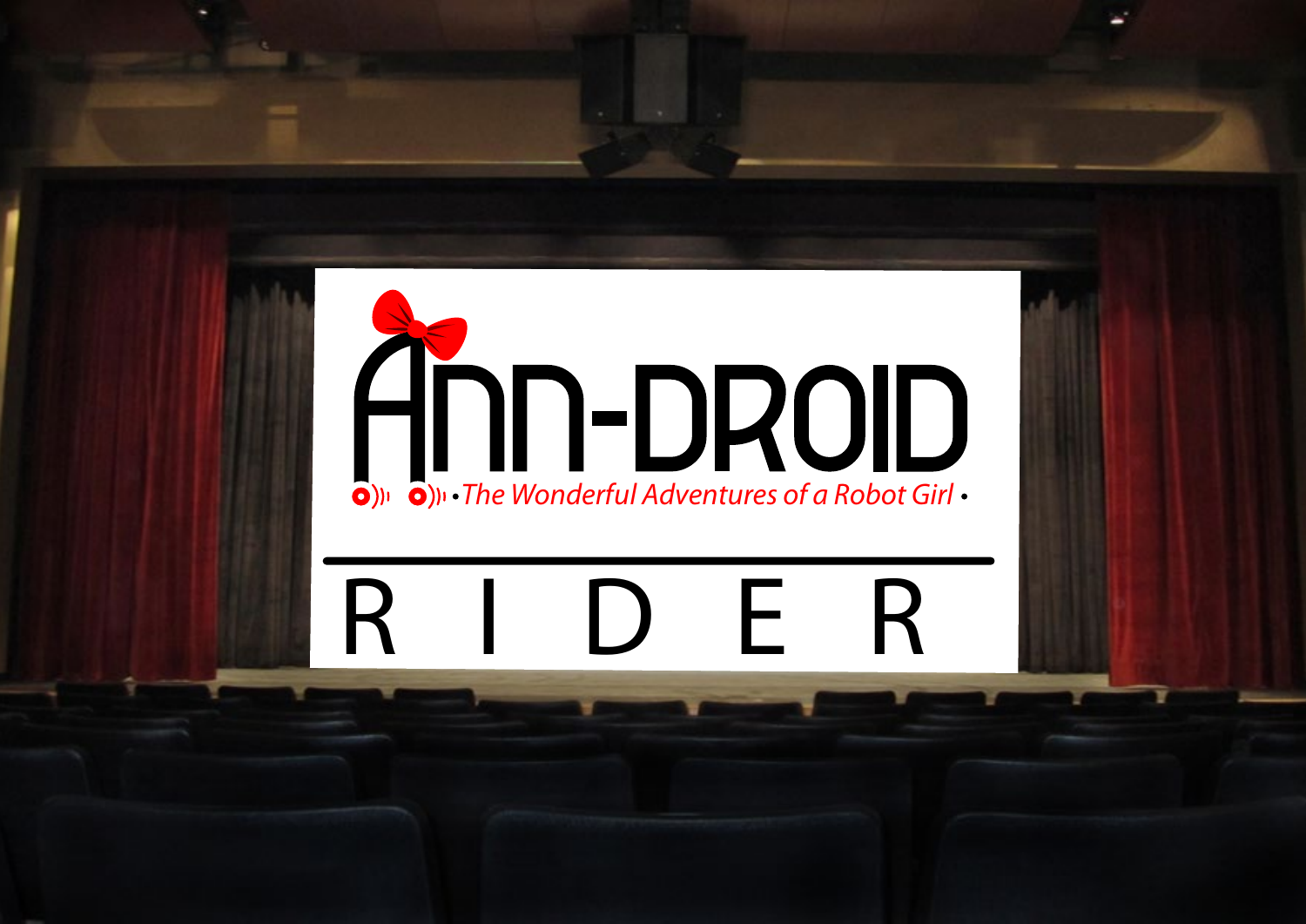# ANN-DROID

*The Wonderful Adventures of a Robot Girl*

## R I D E R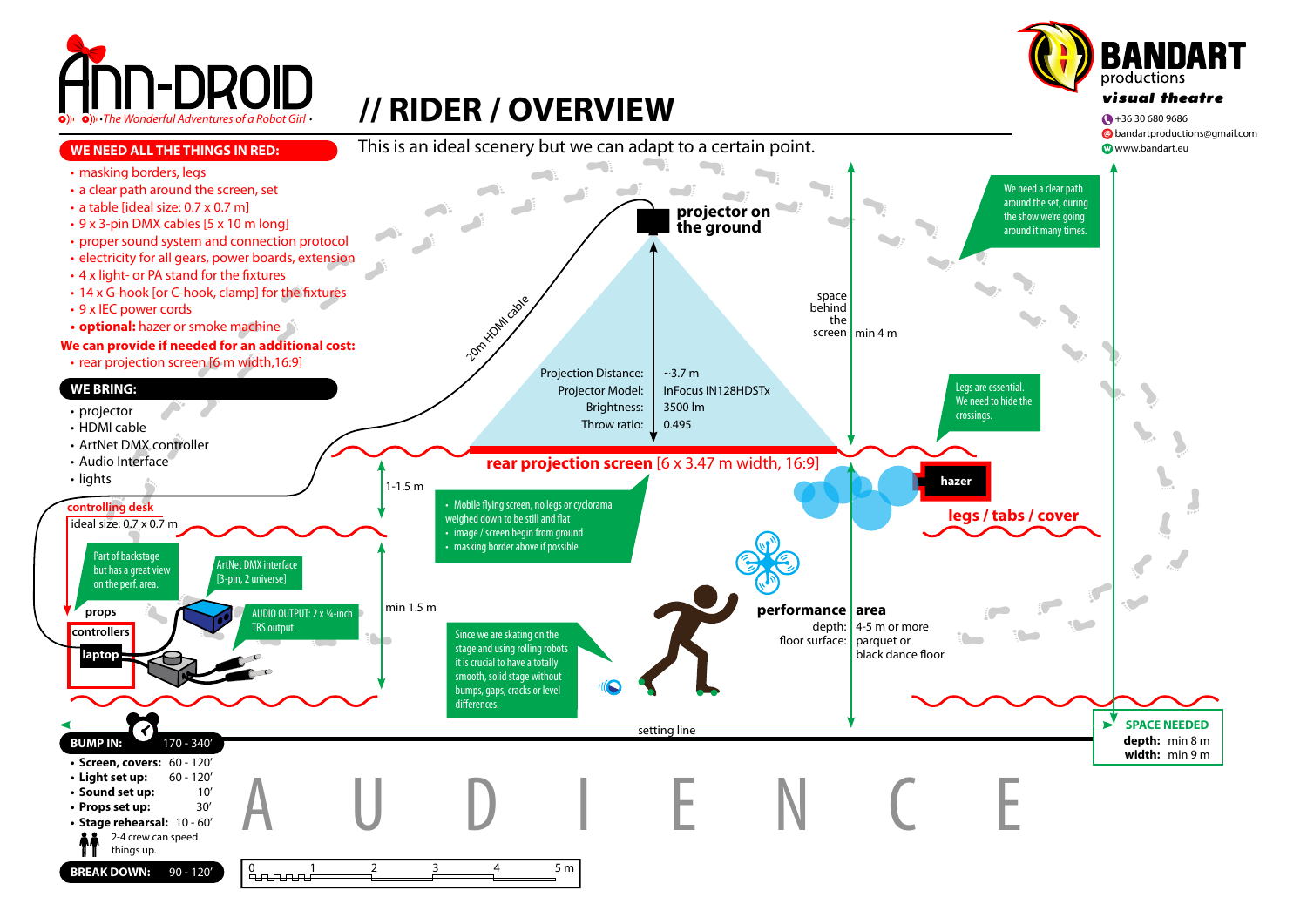# Ann-Droid

*The Wonderful Adventures of a Robot Girl*

# // RIDER / OVERVIEW

This is an ideal scenery but we can adapt to a certain point.

**BANDART** productions
***visual theatre***

+36 30 680 9686
bandartproductions@gmail.com
www.bandart.eu

## WE NEED ALL THE THINGS IN RED:

- masking borders, legs
- a clear path around the screen, set
- a table [ideal size: 0.7 x 0.7 m]
- 9 x 3-pin DMX cables [5 x 10 m long]
- proper sound system and connection protocol
- electricity for all gears, power boards, extension
- 4 x light- or PA stand for the fixtures
- 14 x G-hook [or C-hook, clamp] for the fixtures
- 9 x IEC power cords
- **optional:** hazer or smoke machine

**We can provide if needed for an additional cost:**

- rear projection screen [6 m width,16:9]

## WE BRING:

- projector
- HDMI cable
- ArtNet DMX controller
- Audio Interface
- lights

**projector on the ground**

20m HDMI cable

| | |
|---|---|
| Projection Distance: | ~3.7 m |
| Projector Model: | InFocus IN128HDSTx |
| Brightness: | 3500 lm |
| Throw ratio: | 0.495 |

**rear projection screen** [6 x 3.47 m width, 16:9]

space behind the screen | min 4 m

We need a clear path around the set, during the show we're going around it many times.

Legs are essential. We need to hide the crossings.

**hazer**

**legs / tabs / cover**

1-1.5 m

- Mobile flying screen, no legs or cyclorama weighed down to be still and flat
- image / screen begin from ground
- masking border above if possible

min 1.5 m

Since we are skating on the stage and using rolling robots it is crucial to have a totally smooth, solid stage without bumps, gaps, cracks or level differences.

**performance area**
depth: 4-5 m or more
floor surface: parquet or black dance floor

**controlling desk**
ideal size: 0.7 x 0.7 m

Part of backstage but has a great view on the perf. area.

ArtNet DMX interface [3-pin, 2 universe]

AUDIO OUTPUT: 2 x ¼-inch TRS output.

**props**
**controllers**
**laptop**

setting line

**SPACE NEEDED**
**depth:** min 8 m
**width:** min 9 m

**BUMP IN:** 170 - 340'

- **Screen, covers:** 60 - 120'
- **Light set up:** 60 - 120'
- **Sound set up:** 10'
- **Props set up:** 30'
- **Stage rehearsal:** 10 - 60'

2-4 crew can speed things up.

**BREAK DOWN:** 90 - 120'

A U D I E N C E

0 1 2 3 4 5 m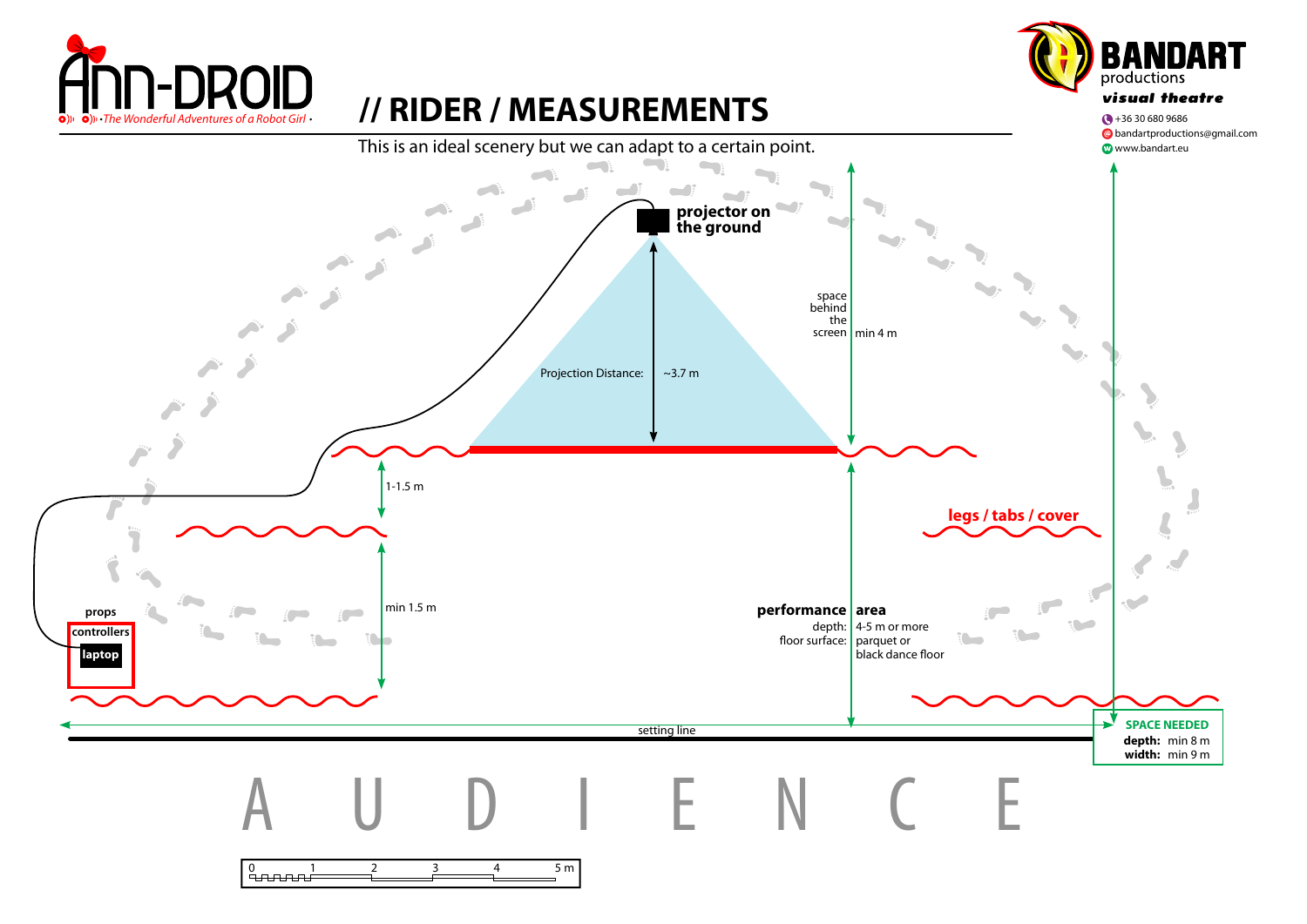# // RIDER / MEASUREMENTS

**Ann-Droid** • The Wonderful Adventures of a Robot Girl •

**BANDART** productions
*visual theatre*

+36 30 680 9686
bandartproductions@gmail.com
www.bandart.eu

This is an ideal scenery but we can adapt to a certain point.

**projector on the ground**

Projection Distance: ~3.7 m

space behind the screen: min 4 m

1-1.5 m

min 1.5 m

**legs / tabs / cover**

**props**

**controllers**

**laptop**

**performance area**

depth: 4-5 m or more

floor surface: parquet or black dance floor

setting line

**SPACE NEEDED**

**depth:** min 8 m

**width:** min 9 m

A U D I E N C E

0 1 2 3 4 5 m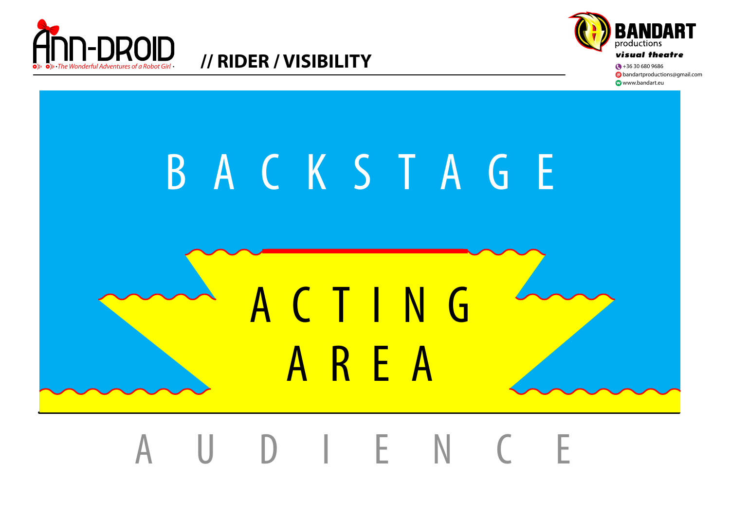# // RIDER / VISIBILITY

BACKSTAGE

ACTING AREA

AUDIENCE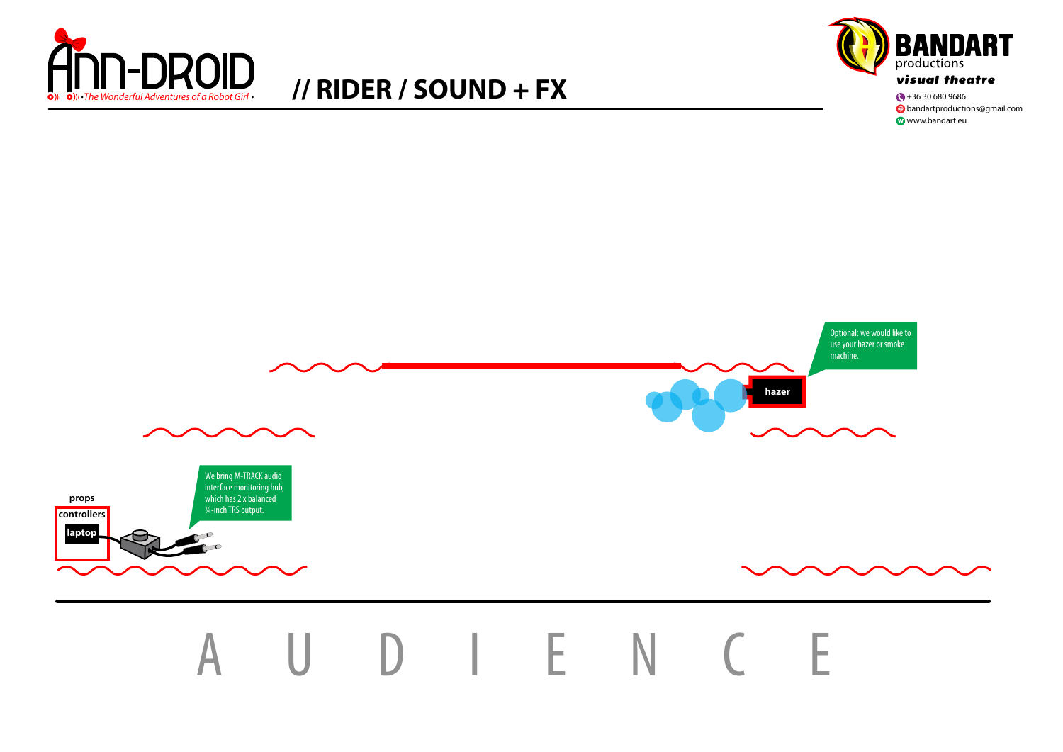# // RIDER / SOUND + FX

Ann-Droid · The Wonderful Adventures of a Robot Girl ·

BANDART productions
*visual theatre*

+36 30 680 9686
bandartproductions@gmail.com
www.bandart.eu

Optional: we would like to use your hazer or smoke machine.

hazer

We bring M-TRACK audio interface monitoring hub, which has 2 x balanced ¼-inch TRS output.

props

controllers

laptop

A U D I E N C E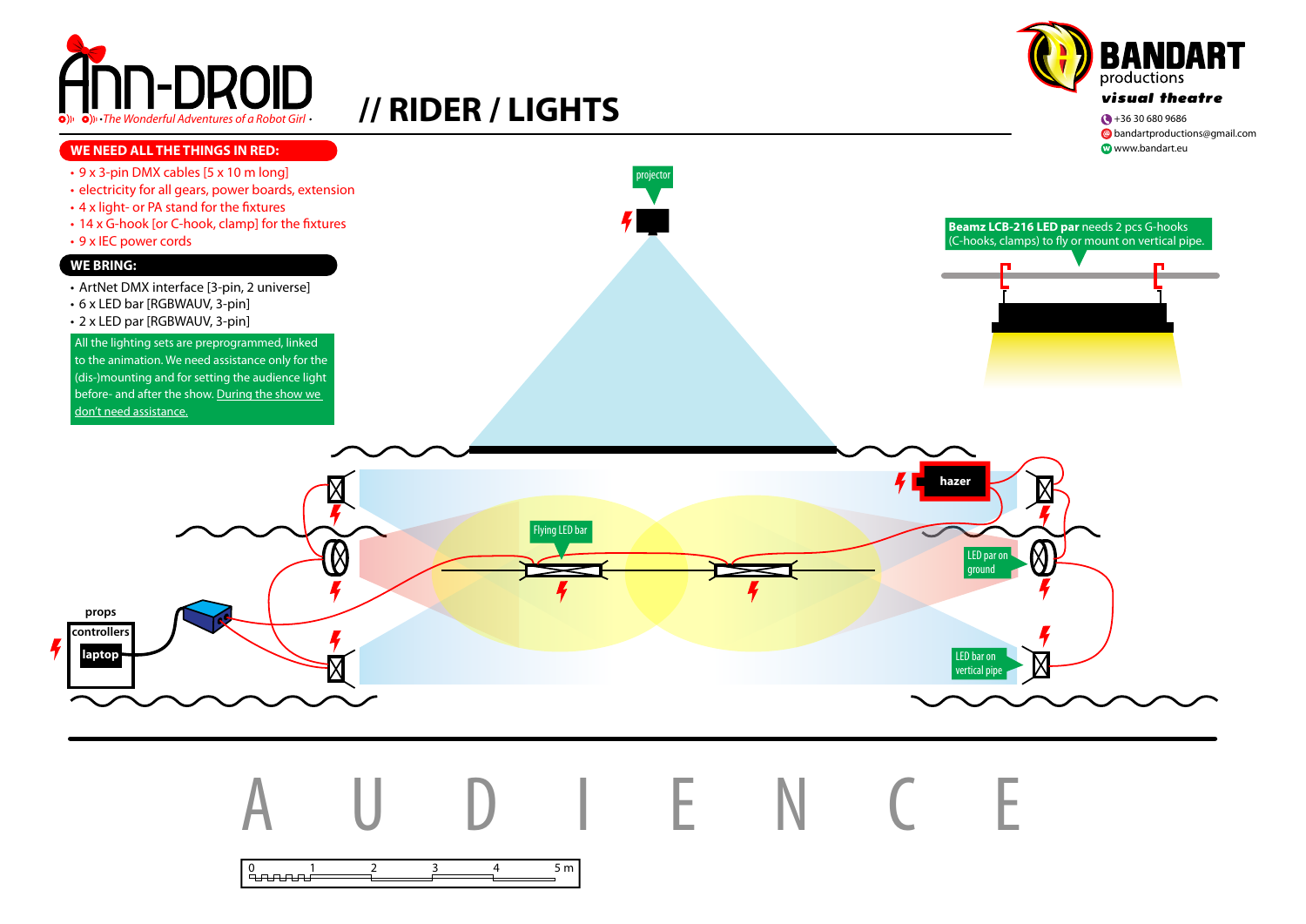# // RIDER / LIGHTS

Ann-Droid • The Wonderful Adventures of a Robot Girl •

**BANDART** productions
**visual theatre**

+36 30 680 9686
bandartproductions@gmail.com
www.bandart.eu

**WE NEED ALL THE THINGS IN RED:**

- 9 x 3-pin DMX cables [5 x 10 m long]
- electricity for all gears, power boards, extension
- 4 x light- or PA stand for the fixtures
- 14 x G-hook [or C-hook, clamp] for the fixtures
- 9 x IEC power cords

**WE BRING:**

- ArtNet DMX interface [3-pin, 2 universe]
- 6 x LED bar [RGBWAUV, 3-pin]
- 2 x LED par [RGBWAUV, 3-pin]

All the lighting sets are preprogrammed, linked to the animation. We need assistance only for the (dis-)mounting and for setting the audience light before- and after the show. During the show we don't need assistance.

**Beamz LCB-216 LED par** needs 2 pcs G-hooks (C-hooks, clamps) to fly or mount on vertical pipe.

projector

hazer

Flying LED bar

LED par on ground

LED bar on vertical pipe

props

controllers

laptop

A U D I E N C E

0 1 2 3 4 5 m